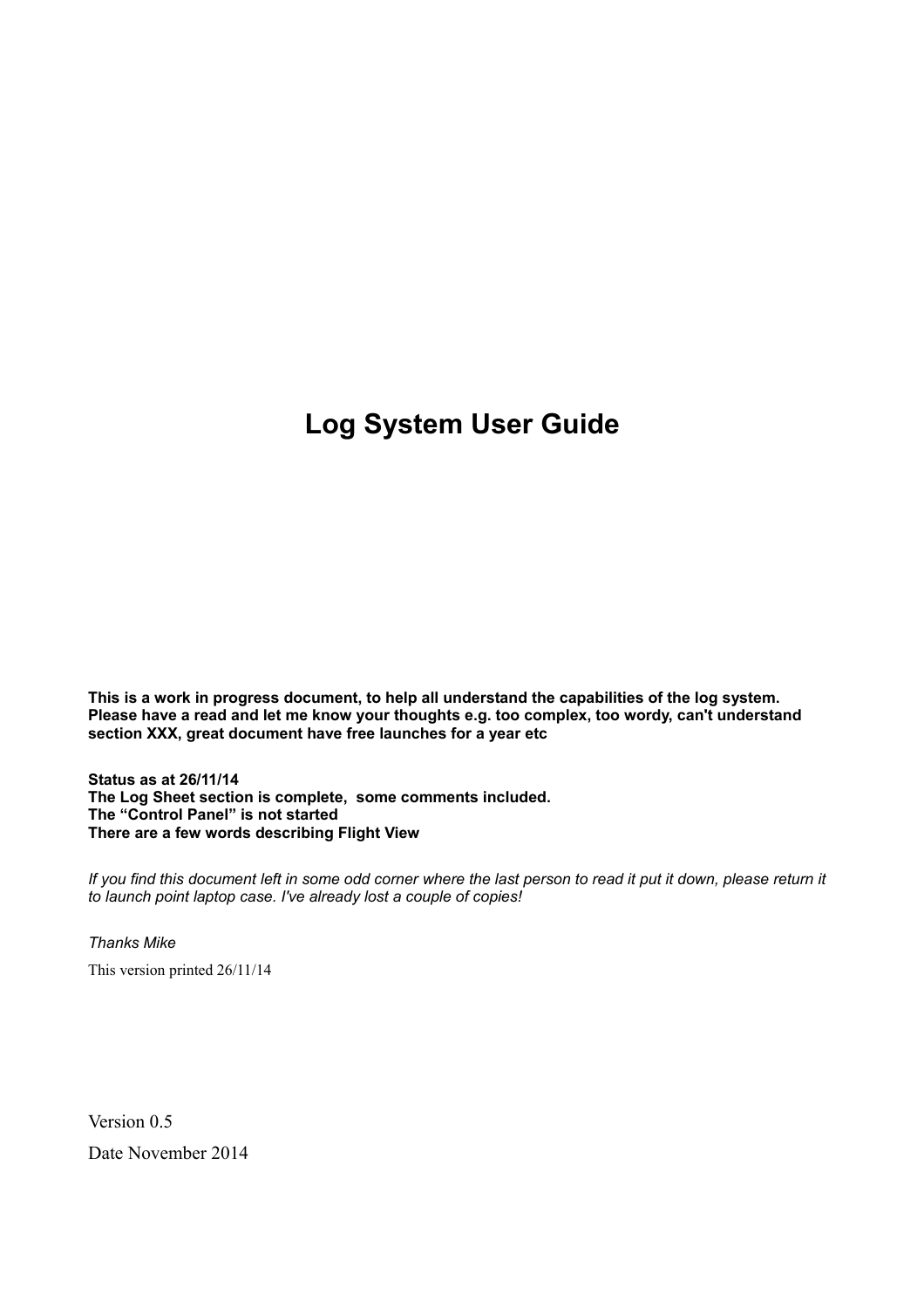# Log System User Guide

**This is a work in progress document, to help all understand the capabilities of the log system. Please have a read and let me know your thoughts e.g. too complex, too wordy, can't understand section XXX, great document have free launches for a year etc**

**Status as at 26/11/14**
**The Log Sheet section is complete, some comments included.**
**The "Control Panel" is not started**
**There are a few words describing Flight View**

*If you find this document left in some odd corner where the last person to read it put it down, please return it to launch point laptop case. I've already lost a couple of copies!*

*Thanks Mike*

This version printed 26/11/14

Version 0.5

Date November 2014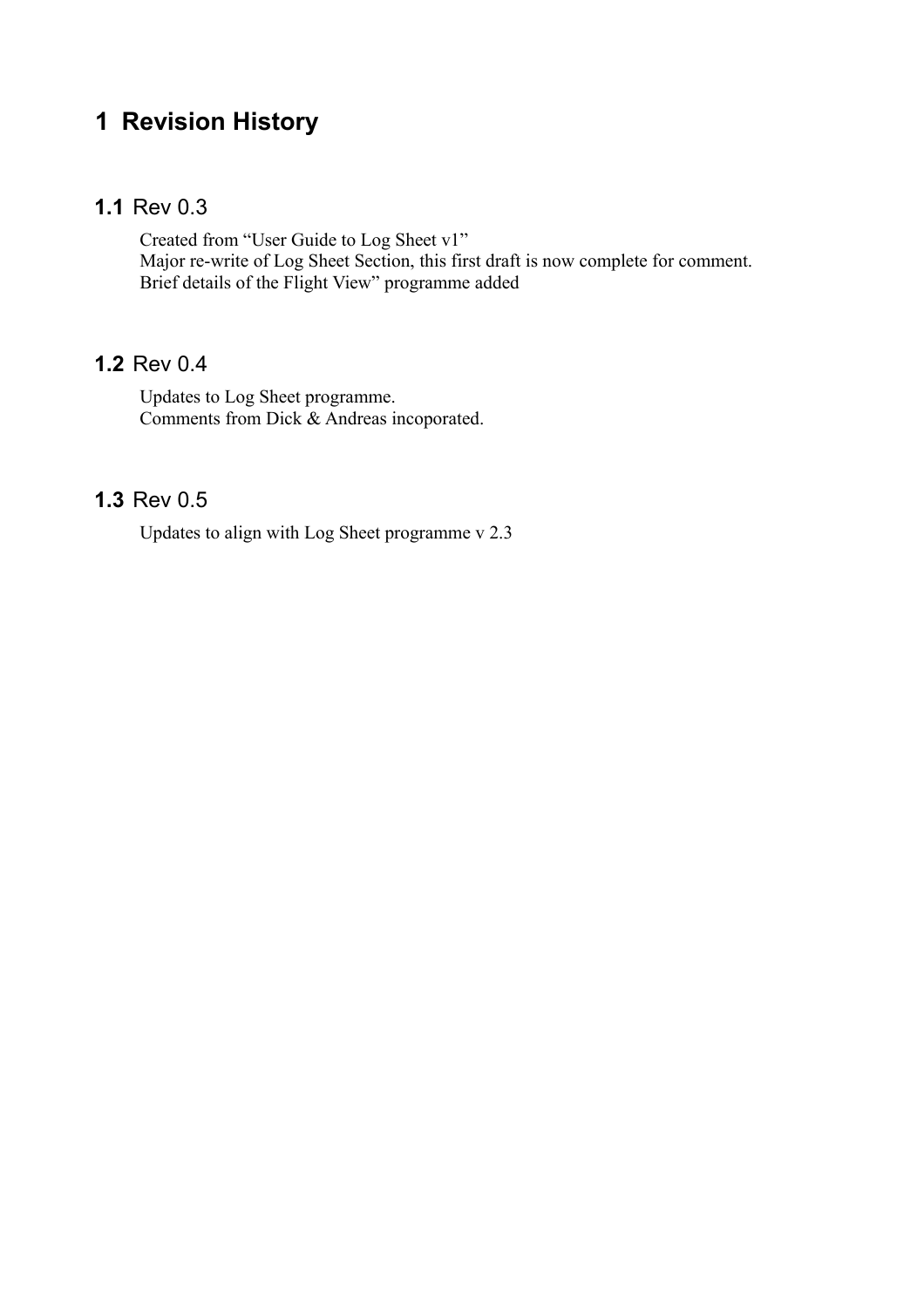# 1 Revision History

## 1.1 Rev 0.3

Created from "User Guide to Log Sheet v1"
Major re-write of Log Sheet Section, this first draft is now complete for comment.
Brief details of the Flight View" programme added

## 1.2 Rev 0.4

Updates to Log Sheet programme.
Comments from Dick & Andreas incoporated.

## 1.3 Rev 0.5

Updates to align with Log Sheet programme v 2.3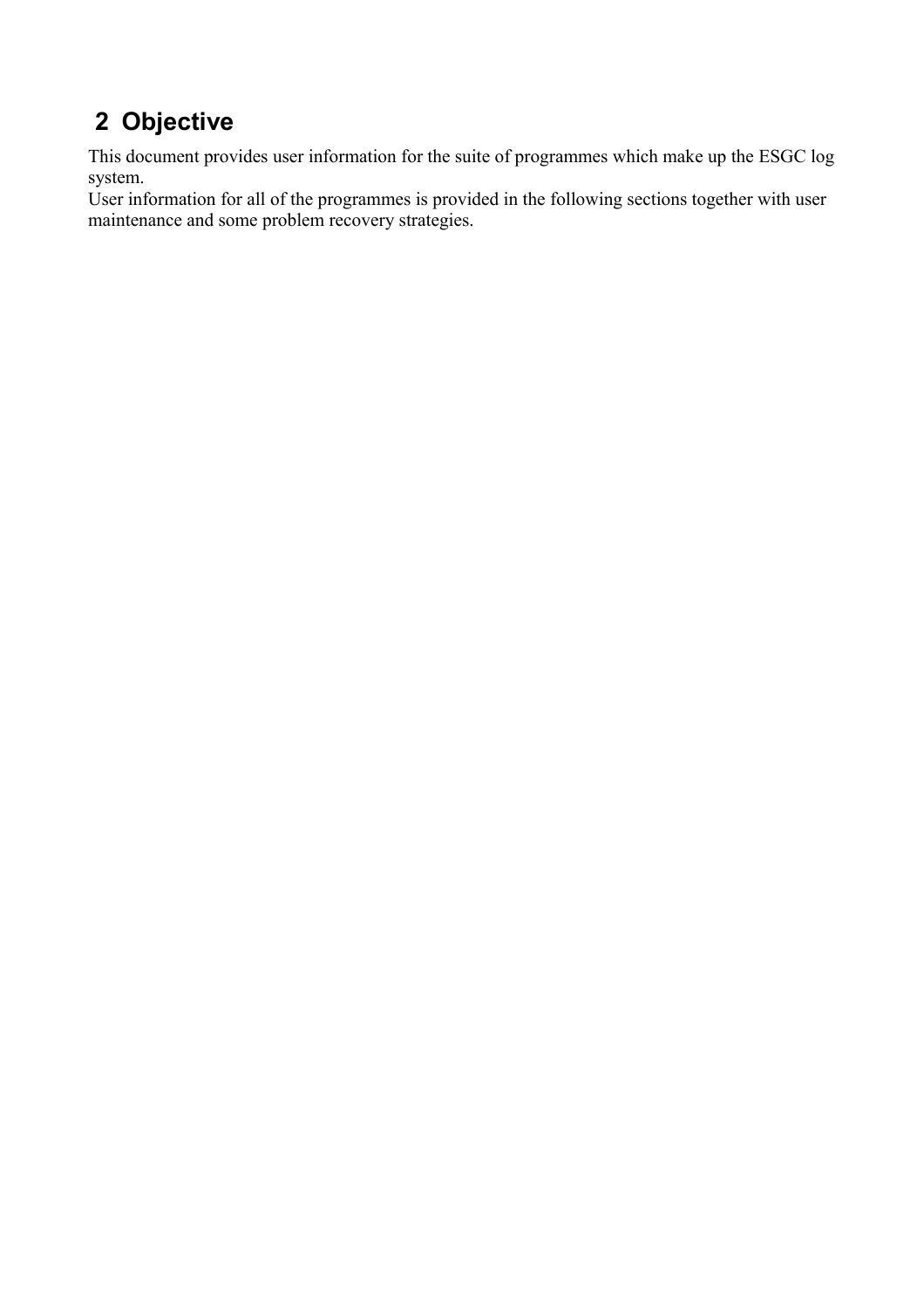# 2 Objective

This document provides user information for the suite of programmes which make up the ESGC log system.
User information for all of the programmes is provided in the following sections together with user maintenance and some problem recovery strategies.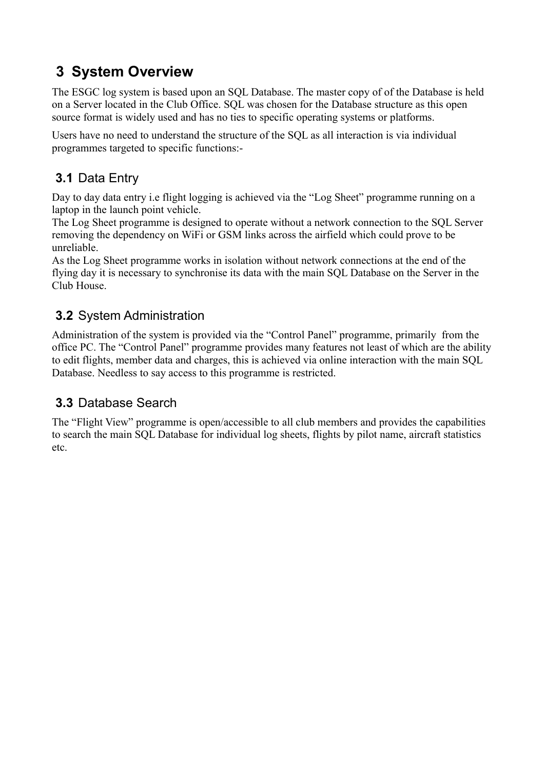# 3 System Overview

The ESGC log system is based upon an SQL Database. The master copy of of the Database is held on a Server located in the Club Office. SQL was chosen for the Database structure as this open source format is widely used and has no ties to specific operating systems or platforms.

Users have no need to understand the structure of the SQL as all interaction is via individual programmes targeted to specific functions:-

## 3.1 Data Entry

Day to day data entry i.e flight logging is achieved via the "Log Sheet" programme running on a laptop in the launch point vehicle.
The Log Sheet programme is designed to operate without a network connection to the SQL Server removing the dependency on WiFi or GSM links across the airfield which could prove to be unreliable.
As the Log Sheet programme works in isolation without network connections at the end of the flying day it is necessary to synchronise its data with the main SQL Database on the Server in the Club House.

## 3.2 System Administration

Administration of the system is provided via the "Control Panel" programme, primarily from the office PC. The "Control Panel" programme provides many features not least of which are the ability to edit flights, member data and charges, this is achieved via online interaction with the main SQL Database. Needless to say access to this programme is restricted.

## 3.3 Database Search

The "Flight View" programme is open/accessible to all club members and provides the capabilities to search the main SQL Database for individual log sheets, flights by pilot name, aircraft statistics etc.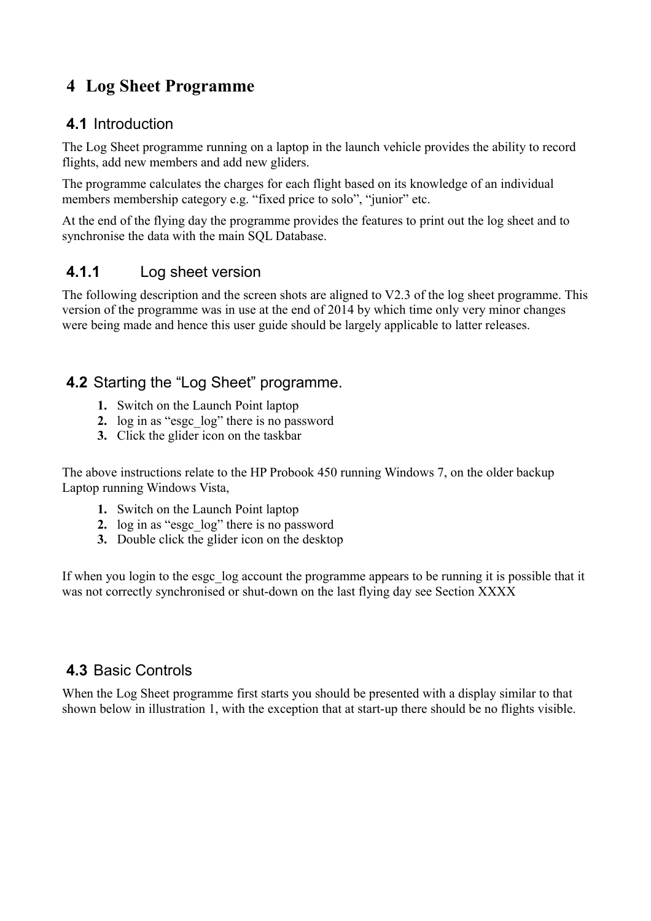# 4 Log Sheet Programme

## 4.1 Introduction

The Log Sheet programme running on a laptop in the launch vehicle provides the ability to record flights, add new members and add new gliders.

The programme calculates the charges for each flight based on its knowledge of an individual members membership category e.g. “fixed price to solo”, “junior” etc.

At the end of the flying day the programme provides the features to print out the log sheet and to synchronise the data with the main SQL Database.

### 4.1.1 Log sheet version

The following description and the screen shots are aligned to V2.3 of the log sheet programme. This version of the programme was in use at the end of 2014 by which time only very minor changes were being made and hence this user guide should be largely applicable to latter releases.

## 4.2 Starting the “Log Sheet” programme.

1. Switch on the Launch Point laptop
2. log in as “esgc_log” there is no password
3. Click the glider icon on the taskbar

The above instructions relate to the HP Probook 450 running Windows 7, on the older backup Laptop running Windows Vista,

1. Switch on the Launch Point laptop
2. log in as “esgc_log” there is no password
3. Double click the glider icon on the desktop

If when you login to the esgc_log account the programme appears to be running it is possible that it was not correctly synchronised or shut-down on the last flying day see Section XXXX

## 4.3 Basic Controls

When the Log Sheet programme first starts you should be presented with a display similar to that shown below in illustration 1, with the exception that at start-up there should be no flights visible.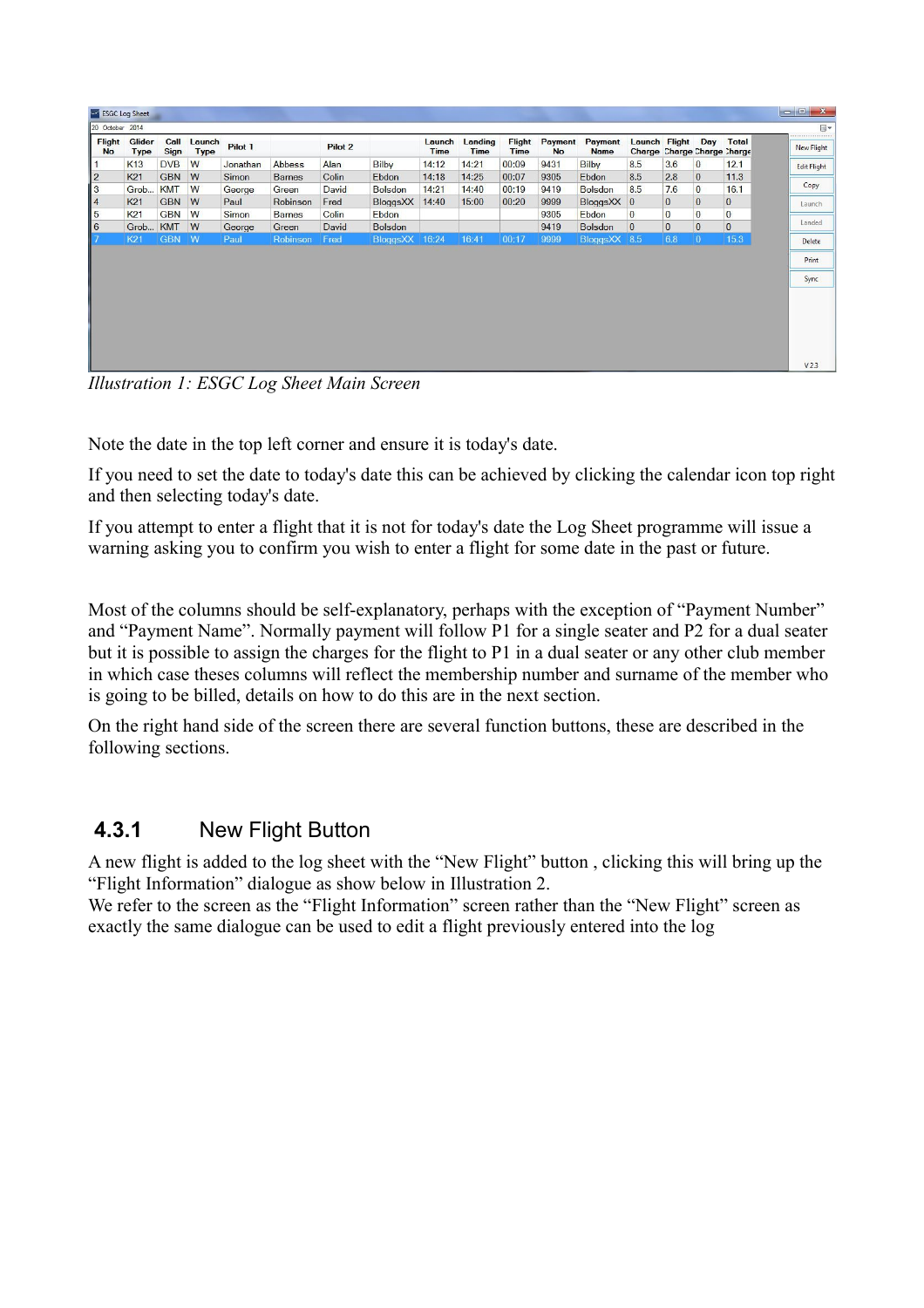| Flight No | Glider Type | Call Sign | Launch Type | Pilot 1 | | Pilot 2 | | Launch Time | Landing Time | Flight Time | Payment No | Payment Name | Launch Charge | Flight Charge | Day Charge | Total Charge |
|---|---|---|---|---|---|---|---|---|---|---|---|---|---|---|---|---|
| 1 | K13 | DVB | W | Jonathan | Abbess | Alan | Bilby | 14:12 | 14:21 | 00:09 | 9431 | Bilby | 8.5 | 3.6 | 0 | 12.1 |
| 2 | K21 | GBN | W | Simon | Barnes | Colin | Ebdon | 14:18 | 14:25 | 00:07 | 9305 | Ebdon | 8.5 | 2.8 | 0 | 11.3 |
| 3 | Grob... | KMT | W | George | Green | David | Bolsdon | 14:21 | 14:40 | 00:19 | 9419 | Bolsdon | 8.5 | 7.6 | 0 | 16.1 |
| 4 | K21 | GBN | W | Paul | Robinson | Fred | BloggsXX | 14:40 | 15:00 | 00:20 | 9999 | BloggsXX | 0 | 0 | 0 | 0 |
| 5 | K21 | GBN | W | Simon | Barnes | Colin | Ebdon | | | | 9305 | Ebdon | 0 | 0 | 0 | 0 |
| 6 | Grob... | KMT | W | George | Green | David | Bolsdon | | | | 9419 | Bolsdon | 0 | 0 | 0 | 0 |
| 7 | K21 | GBN | W | Paul | Robinson | Fred | BloggsXX | 16:24 | 16:41 | 00:17 | 9999 | BloggsXX | 8.5 | 6.8 | 0 | 15.3 |

*Illustration 1: ESGC Log Sheet Main Screen*

Note the date in the top left corner and ensure it is today's date.

If you need to set the date to today's date this can be achieved by clicking the calendar icon top right and then selecting today's date.

If you attempt to enter a flight that it is not for today's date the Log Sheet programme will issue a warning asking you to confirm you wish to enter a flight for some date in the past or future.

Most of the columns should be self-explanatory, perhaps with the exception of "Payment Number" and "Payment Name". Normally payment will follow P1 for a single seater and P2 for a dual seater but it is possible to assign the charges for the flight to P1 in a dual seater or any other club member in which case theses columns will reflect the membership number and surname of the member who is going to be billed, details on how to do this are in the next section.

On the right hand side of the screen there are several function buttons, these are described in the following sections.

### 4.3.1 New Flight Button

A new flight is added to the log sheet with the "New Flight" button , clicking this will bring up the "Flight Information" dialogue as show below in Illustration 2.
We refer to the screen as the "Flight Information" screen rather than the "New Flight" screen as exactly the same dialogue can be used to edit a flight previously entered into the log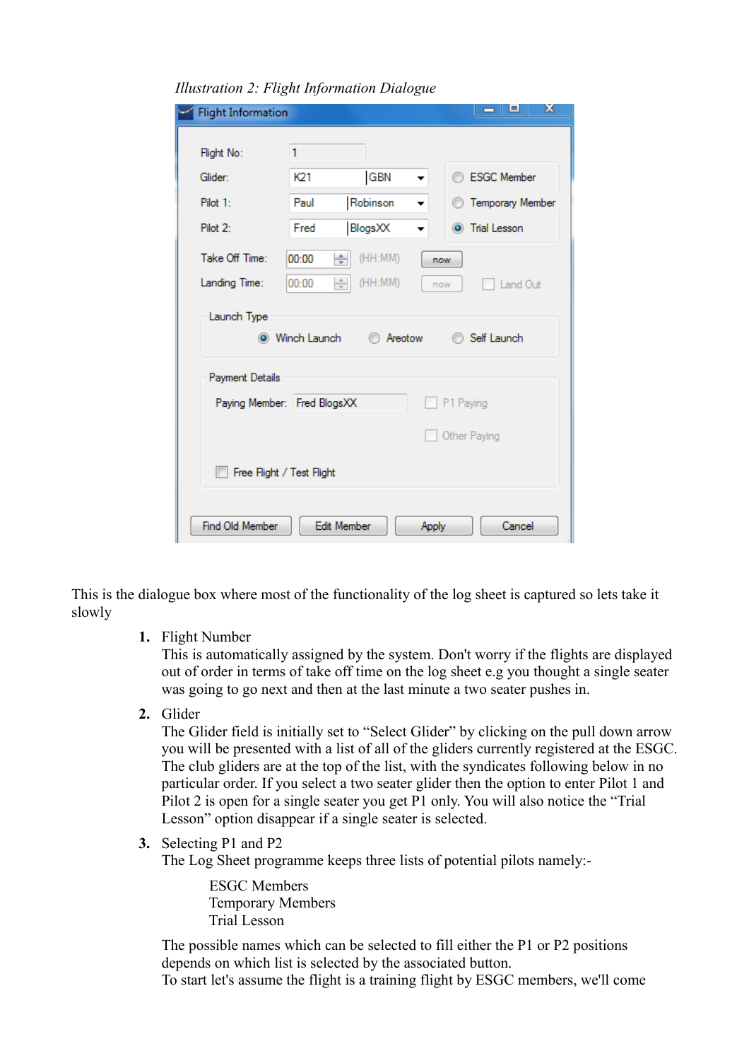*Illustration 2: Flight Information Dialogue*

This is the dialogue box where most of the functionality of the log sheet is captured so lets take it slowly

1. Flight Number
   This is automatically assigned by the system. Don't worry if the flights are displayed out of order in terms of take off time on the log sheet e.g you thought a single seater was going to go next and then at the last minute a two seater pushes in.

2. Glider
   The Glider field is initially set to "Select Glider" by clicking on the pull down arrow you will be presented with a list of all of the gliders currently registered at the ESGC. The club gliders are at the top of the list, with the syndicates following below in no particular order. If you select a two seater glider then the option to enter Pilot 1 and Pilot 2 is open for a single seater you get P1 only. You will also notice the "Trial Lesson" option disappear if a single seater is selected.

3. Selecting P1 and P2
   The Log Sheet programme keeps three lists of potential pilots namely:-

   ESGC Members
   Temporary Members
   Trial Lesson

   The possible names which can be selected to fill either the P1 or P2 positions depends on which list is selected by the associated button.
   To start let's assume the flight is a training flight by ESGC members, we'll come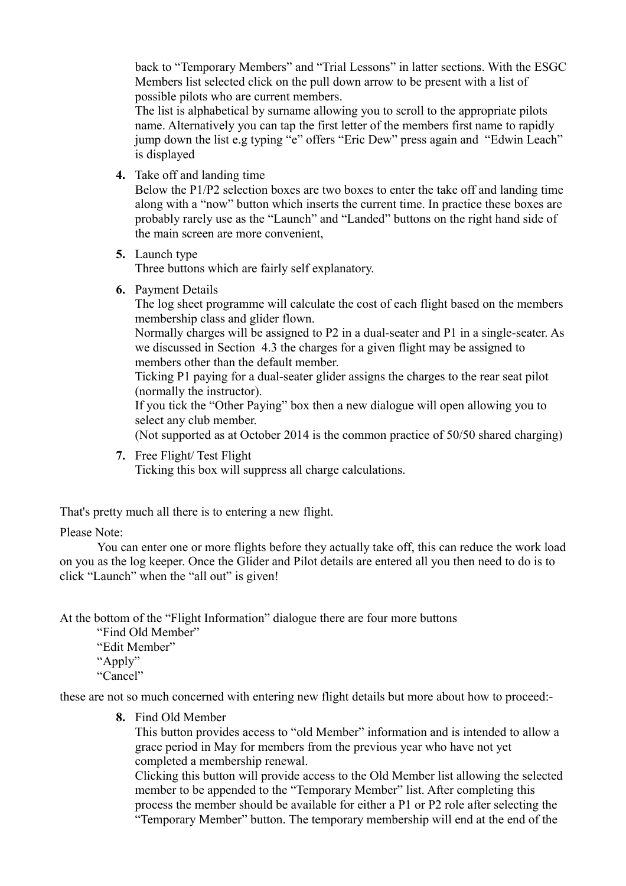back to “Temporary Members” and “Trial Lessons” in latter sections. With the ESGC Members list selected click on the pull down arrow to be present with a list of possible pilots who are current members.
The list is alphabetical by surname allowing you to scroll to the appropriate pilots name. Alternatively you can tap the first letter of the members first name to rapidly jump down the list e.g typing “e” offers “Eric Dew” press again and “Edwin Leach” is displayed

4. Take off and landing time
   Below the P1/P2 selection boxes are two boxes to enter the take off and landing time along with a “now” button which inserts the current time. In practice these boxes are probably rarely use as the “Launch” and “Landed” buttons on the right hand side of the main screen are more convenient,

5. Launch type
   Three buttons which are fairly self explanatory.

6. Payment Details
   The log sheet programme will calculate the cost of each flight based on the members membership class and glider flown.
   Normally charges will be assigned to P2 in a dual-seater and P1 in a single-seater. As we discussed in Section 4.3 the charges for a given flight may be assigned to members other than the default member.
   Ticking P1 paying for a dual-seater glider assigns the charges to the rear seat pilot (normally the instructor).
   If you tick the “Other Paying” box then a new dialogue will open allowing you to select any club member.
   (Not supported as at October 2014 is the common practice of 50/50 shared charging)

7. Free Flight/ Test Flight
   Ticking this box will suppress all charge calculations.

That's pretty much all there is to entering a new flight.

Please Note:

You can enter one or more flights before they actually take off, this can reduce the work load on you as the log keeper. Once the Glider and Pilot details are entered all you then need to do is to click “Launch” when the “all out” is given!

At the bottom of the “Flight Information” dialogue there are four more buttons

“Find Old Member”
“Edit Member”
“Apply”
“Cancel”

these are not so much concerned with entering new flight details but more about how to proceed:-

8. Find Old Member
   This button provides access to “old Member” information and is intended to allow a grace period in May for members from the previous year who have not yet completed a membership renewal.
   Clicking this button will provide access to the Old Member list allowing the selected member to be appended to the “Temporary Member” list. After completing this process the member should be available for either a P1 or P2 role after selecting the “Temporary Member” button. The temporary membership will end at the end of the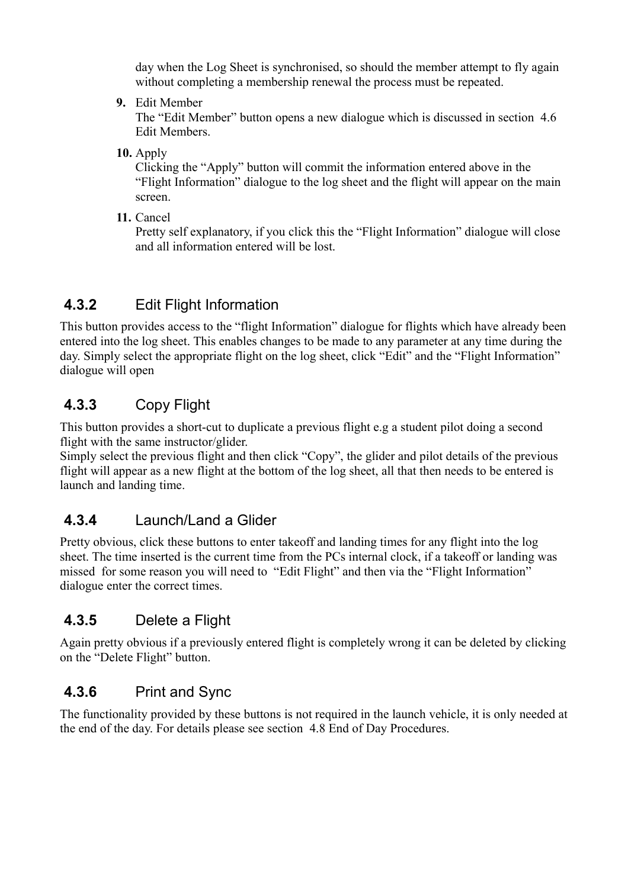day when the Log Sheet is synchronised, so should the member attempt to fly again without completing a membership renewal the process must be repeated.

9. Edit Member
   The "Edit Member" button opens a new dialogue which is discussed in section 4.6 Edit Members.

10. Apply
    Clicking the "Apply" button will commit the information entered above in the "Flight Information" dialogue to the log sheet and the flight will appear on the main screen.

11. Cancel
    Pretty self explanatory, if you click this the "Flight Information" dialogue will close and all information entered will be lost.

### 4.3.2 Edit Flight Information

This button provides access to the "flight Information" dialogue for flights which have already been entered into the log sheet. This enables changes to be made to any parameter at any time during the day. Simply select the appropriate flight on the log sheet, click "Edit" and the "Flight Information" dialogue will open

### 4.3.3 Copy Flight

This button provides a short-cut to duplicate a previous flight e.g a student pilot doing a second flight with the same instructor/glider.
Simply select the previous flight and then click "Copy", the glider and pilot details of the previous flight will appear as a new flight at the bottom of the log sheet, all that then needs to be entered is launch and landing time.

### 4.3.4 Launch/Land a Glider

Pretty obvious, click these buttons to enter takeoff and landing times for any flight into the log sheet. The time inserted is the current time from the PCs internal clock, if a takeoff or landing was missed for some reason you will need to "Edit Flight" and then via the "Flight Information" dialogue enter the correct times.

### 4.3.5 Delete a Flight

Again pretty obvious if a previously entered flight is completely wrong it can be deleted by clicking on the "Delete Flight" button.

### 4.3.6 Print and Sync

The functionality provided by these buttons is not required in the launch vehicle, it is only needed at the end of the day. For details please see section 4.8 End of Day Procedures.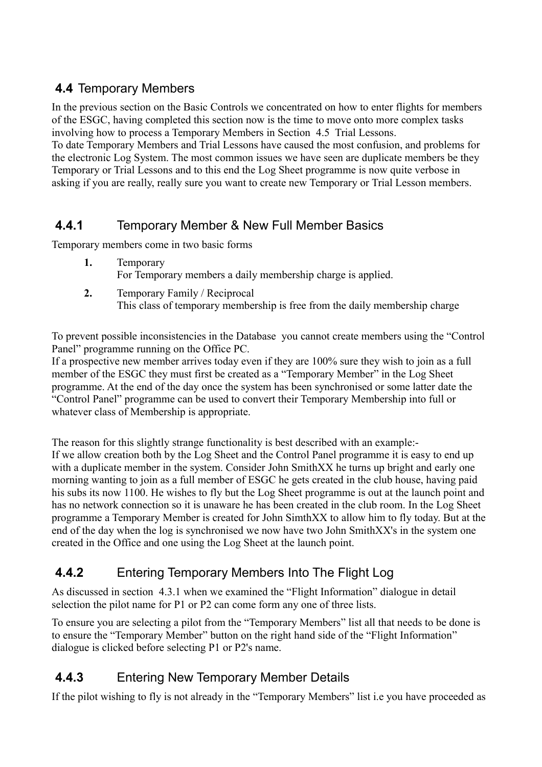## 4.4 Temporary Members

In the previous section on the Basic Controls we concentrated on how to enter flights for members of the ESGC, having completed this section now is the time to move onto more complex tasks involving how to process a Temporary Members in Section 4.5 Trial Lessons.
To date Temporary Members and Trial Lessons have caused the most confusion, and problems for the electronic Log System. The most common issues we have seen are duplicate members be they Temporary or Trial Lessons and to this end the Log Sheet programme is now quite verbose in asking if you are really, really sure you want to create new Temporary or Trial Lesson members.

### 4.4.1 Temporary Member & New Full Member Basics

Temporary members come in two basic forms

1. Temporary
   For Temporary members a daily membership charge is applied.
2. Temporary Family / Reciprocal
   This class of temporary membership is free from the daily membership charge

To prevent possible inconsistencies in the Database you cannot create members using the "Control Panel" programme running on the Office PC.
If a prospective new member arrives today even if they are 100% sure they wish to join as a full member of the ESGC they must first be created as a "Temporary Member" in the Log Sheet programme. At the end of the day once the system has been synchronised or some latter date the "Control Panel" programme can be used to convert their Temporary Membership into full or whatever class of Membership is appropriate.

The reason for this slightly strange functionality is best described with an example:-
If we allow creation both by the Log Sheet and the Control Panel programme it is easy to end up with a duplicate member in the system. Consider John SmithXX he turns up bright and early one morning wanting to join as a full member of ESGC he gets created in the club house, having paid his subs its now 1100. He wishes to fly but the Log Sheet programme is out at the launch point and has no network connection so it is unaware he has been created in the club room. In the Log Sheet programme a Temporary Member is created for John SimthXX to allow him to fly today. But at the end of the day when the log is synchronised we now have two John SmithXX's in the system one created in the Office and one using the Log Sheet at the launch point.

### 4.4.2 Entering Temporary Members Into The Flight Log

As discussed in section 4.3.1 when we examined the "Flight Information" dialogue in detail selection the pilot name for P1 or P2 can come form any one of three lists.

To ensure you are selecting a pilot from the "Temporary Members" list all that needs to be done is to ensure the "Temporary Member" button on the right hand side of the "Flight Information" dialogue is clicked before selecting P1 or P2's name.

### 4.4.3 Entering New Temporary Member Details

If the pilot wishing to fly is not already in the "Temporary Members" list i.e you have proceeded as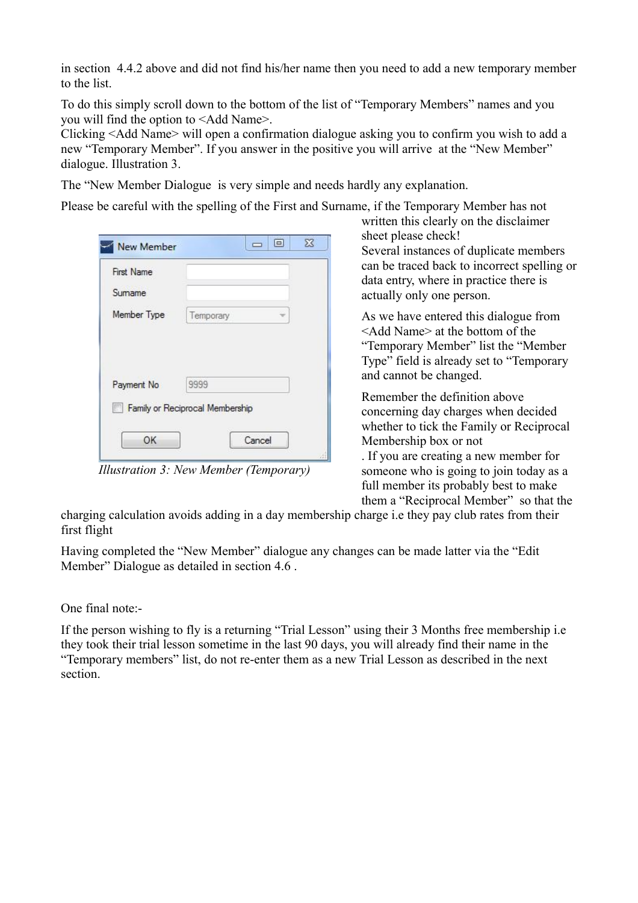in section 4.4.2 above and did not find his/her name then you need to add a new temporary member to the list.

To do this simply scroll down to the bottom of the list of "Temporary Members" names and you you will find the option to <Add Name>.
Clicking <Add Name> will open a confirmation dialogue asking you to confirm you wish to add a new "Temporary Member". If you answer in the positive you will arrive at the "New Member" dialogue. Illustration 3.

The "New Member Dialogue is very simple and needs hardly any explanation.

Please be careful with the spelling of the First and Surname, if the Temporary Member has not written this clearly on the disclaimer sheet please check!
Several instances of duplicate members can be traced back to incorrect spelling or data entry, where in practice there is actually only one person.

*Illustration 3: New Member (Temporary)*

As we have entered this dialogue from <Add Name> at the bottom of the "Temporary Member" list the "Member Type" field is already set to "Temporary and cannot be changed.

Remember the definition above concerning day charges when decided whether to tick the Family or Reciprocal Membership box or not
. If you are creating a new member for someone who is going to join today as a full member its probably best to make them a "Reciprocal Member" so that the charging calculation avoids adding in a day membership charge i.e they pay club rates from their first flight

Having completed the "New Member" dialogue any changes can be made latter via the "Edit Member" Dialogue as detailed in section 4.6 .

One final note:-

If the person wishing to fly is a returning "Trial Lesson" using their 3 Months free membership i.e they took their trial lesson sometime in the last 90 days, you will already find their name in the "Temporary members" list, do not re-enter them as a new Trial Lesson as described in the next section.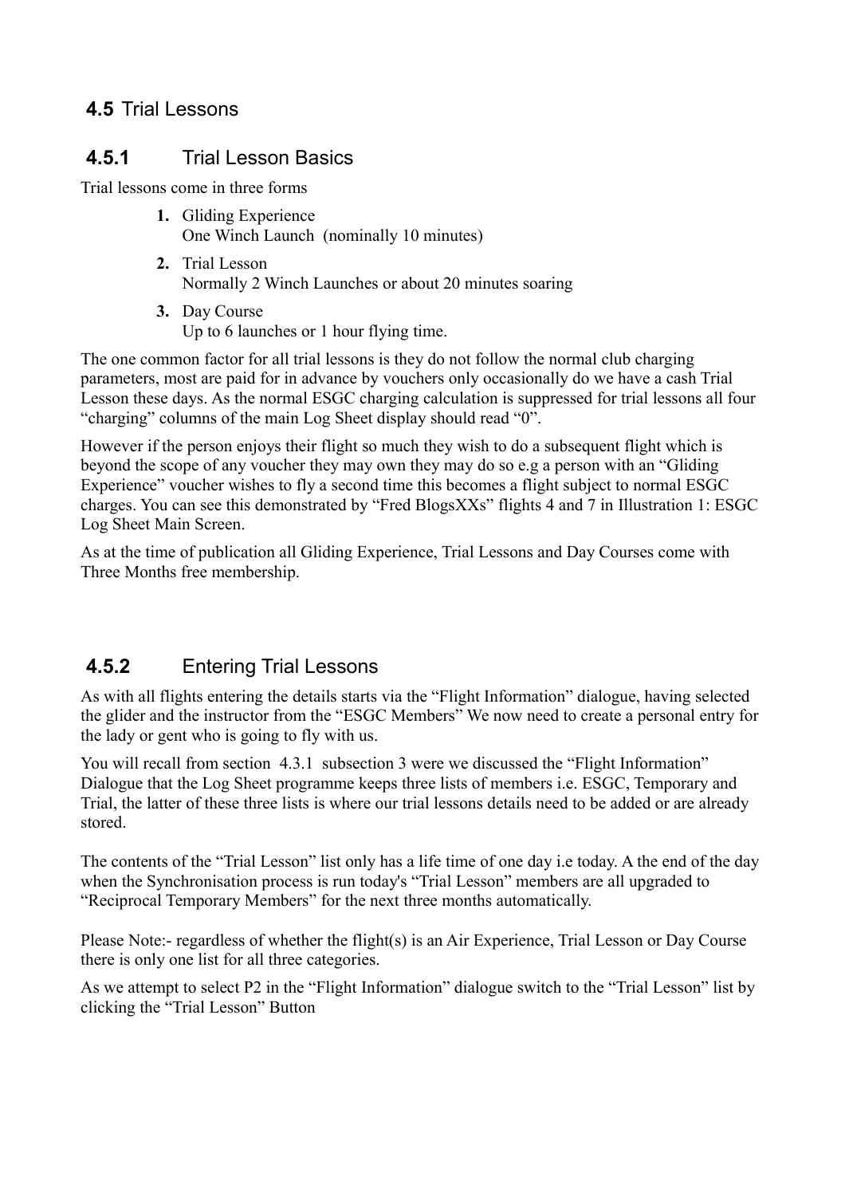## 4.5 Trial Lessons

### 4.5.1 Trial Lesson Basics

Trial lessons come in three forms

1. Gliding Experience
   One Winch Launch (nominally 10 minutes)
2. Trial Lesson
   Normally 2 Winch Launches or about 20 minutes soaring
3. Day Course
   Up to 6 launches or 1 hour flying time.

The one common factor for all trial lessons is they do not follow the normal club charging parameters, most are paid for in advance by vouchers only occasionally do we have a cash Trial Lesson these days. As the normal ESGC charging calculation is suppressed for trial lessons all four “charging” columns of the main Log Sheet display should read “0”.

However if the person enjoys their flight so much they wish to do a subsequent flight which is beyond the scope of any voucher they may own they may do so e.g a person with an “Gliding Experience” voucher wishes to fly a second time this becomes a flight subject to normal ESGC charges. You can see this demonstrated by “Fred BlogsXXs” flights 4 and 7 in Illustration 1: ESGC Log Sheet Main Screen.

As at the time of publication all Gliding Experience, Trial Lessons and Day Courses come with Three Months free membership.

### 4.5.2 Entering Trial Lessons

As with all flights entering the details starts via the “Flight Information” dialogue, having selected the glider and the instructor from the “ESGC Members” We now need to create a personal entry for the lady or gent who is going to fly with us.

You will recall from section 4.3.1 subsection 3 were we discussed the “Flight Information” Dialogue that the Log Sheet programme keeps three lists of members i.e. ESGC, Temporary and Trial, the latter of these three lists is where our trial lessons details need to be added or are already stored.

The contents of the “Trial Lesson” list only has a life time of one day i.e today. A the end of the day when the Synchronisation process is run today's “Trial Lesson” members are all upgraded to “Reciprocal Temporary Members” for the next three months automatically.

Please Note:- regardless of whether the flight(s) is an Air Experience, Trial Lesson or Day Course there is only one list for all three categories.

As we attempt to select P2 in the “Flight Information” dialogue switch to the “Trial Lesson” list by clicking the “Trial Lesson” Button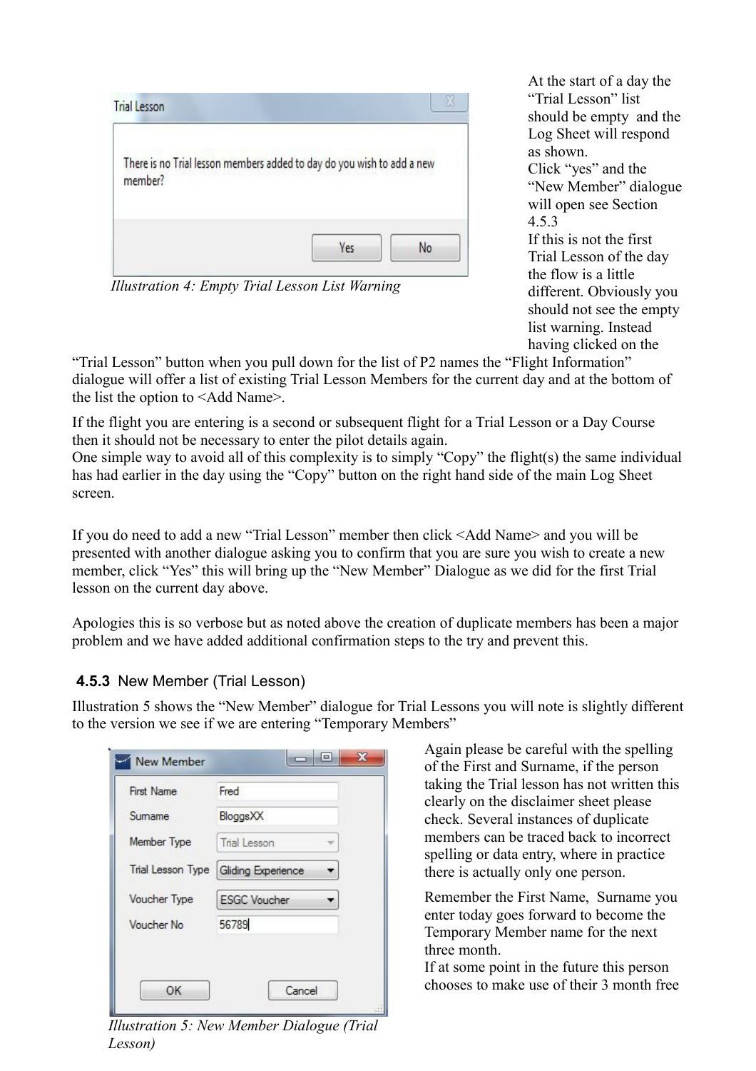Illustration 4: Empty Trial Lesson List Warning

At the start of a day the "Trial Lesson" list should be empty and the Log Sheet will respond as shown.
Click "yes" and the "New Member" dialogue will open see Section 4.5.3
If this is not the first Trial Lesson of the day the flow is a little different. Obviously you should not see the empty list warning. Instead having clicked on the "Trial Lesson" button when you pull down for the list of P2 names the "Flight Information" dialogue will offer a list of existing Trial Lesson Members for the current day and at the bottom of the list the option to <Add Name>.

If the flight you are entering is a second or subsequent flight for a Trial Lesson or a Day Course then it should not be necessary to enter the pilot details again.
One simple way to avoid all of this complexity is to simply "Copy" the flight(s) the same individual has had earlier in the day using the "Copy" button on the right hand side of the main Log Sheet screen.

If you do need to add a new "Trial Lesson" member then click <Add Name> and you will be presented with another dialogue asking you to confirm that you are sure you wish to create a new member, click "Yes" this will bring up the "New Member" Dialogue as we did for the first Trial lesson on the current day above.

Apologies this is so verbose but as noted above the creation of duplicate members has been a major problem and we have added additional confirmation steps to the try and prevent this.

### 4.5.3 New Member (Trial Lesson)

Illustration 5 shows the "New Member" dialogue for Trial Lessons you will note is slightly different to the version we see if we are entering "Temporary Members"

Illustration 5: New Member Dialogue (Trial Lesson)

Again please be careful with the spelling of the First and Surname, if the person taking the Trial lesson has not written this clearly on the disclaimer sheet please check. Several instances of duplicate members can be traced back to incorrect spelling or data entry, where in practice there is actually only one person.

Remember the First Name, Surname you enter today goes forward to become the Temporary Member name for the next three month.
If at some point in the future this person chooses to make use of their 3 month free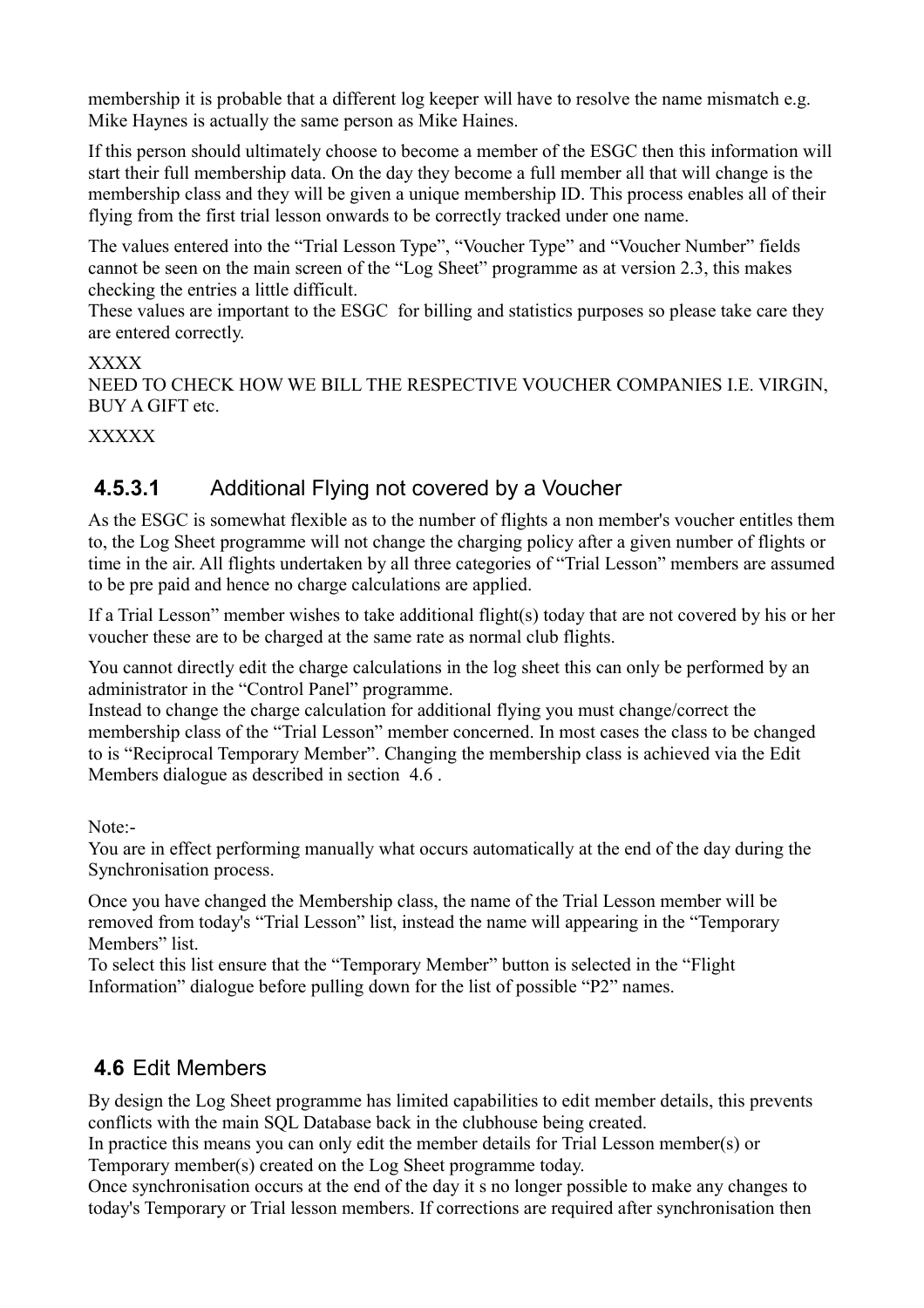membership it is probable that a different log keeper will have to resolve the name mismatch e.g. Mike Haynes is actually the same person as Mike Haines.

If this person should ultimately choose to become a member of the ESGC then this information will start their full membership data. On the day they become a full member all that will change is the membership class and they will be given a unique membership ID. This process enables all of their flying from the first trial lesson onwards to be correctly tracked under one name.

The values entered into the "Trial Lesson Type", "Voucher Type" and "Voucher Number" fields cannot be seen on the main screen of the "Log Sheet" programme as at version 2.3, this makes checking the entries a little difficult.
These values are important to the ESGC for billing and statistics purposes so please take care they are entered correctly.

XXXX
NEED TO CHECK HOW WE BILL THE RESPECTIVE VOUCHER COMPANIES I.E. VIRGIN, BUY A GIFT etc.

XXXXX

#### 4.5.3.1 Additional Flying not covered by a Voucher

As the ESGC is somewhat flexible as to the number of flights a non member's voucher entitles them to, the Log Sheet programme will not change the charging policy after a given number of flights or time in the air. All flights undertaken by all three categories of "Trial Lesson" members are assumed to be pre paid and hence no charge calculations are applied.

If a Trial Lesson" member wishes to take additional flight(s) today that are not covered by his or her voucher these are to be charged at the same rate as normal club flights.

You cannot directly edit the charge calculations in the log sheet this can only be performed by an administrator in the "Control Panel" programme.
Instead to change the charge calculation for additional flying you must change/correct the membership class of the "Trial Lesson" member concerned. In most cases the class to be changed to is "Reciprocal Temporary Member". Changing the membership class is achieved via the Edit Members dialogue as described in section 4.6 .

Note:-
You are in effect performing manually what occurs automatically at the end of the day during the Synchronisation process.

Once you have changed the Membership class, the name of the Trial Lesson member will be removed from today's "Trial Lesson" list, instead the name will appearing in the "Temporary Members" list.
To select this list ensure that the "Temporary Member" button is selected in the "Flight Information" dialogue before pulling down for the list of possible "P2" names.

## 4.6 Edit Members

By design the Log Sheet programme has limited capabilities to edit member details, this prevents conflicts with the main SQL Database back in the clubhouse being created.
In practice this means you can only edit the member details for Trial Lesson member(s) or Temporary member(s) created on the Log Sheet programme today.
Once synchronisation occurs at the end of the day it s no longer possible to make any changes to today's Temporary or Trial lesson members. If corrections are required after synchronisation then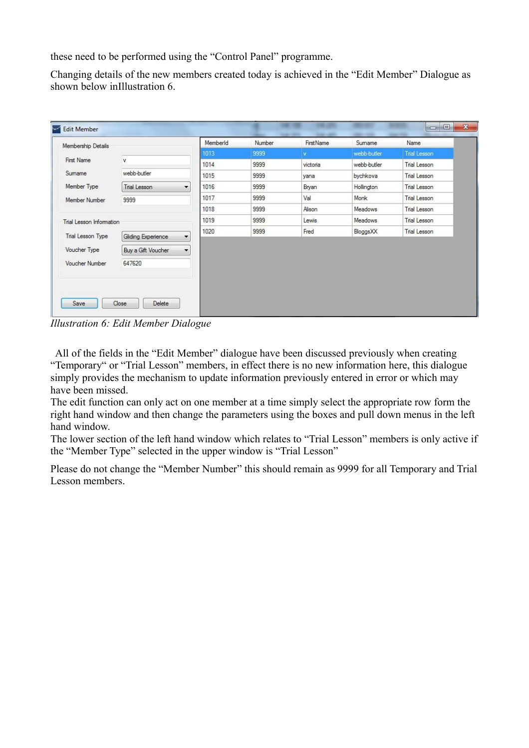these need to be performed using the “Control Panel” programme.

Changing details of the new members created today is achieved in the “Edit Member” Dialogue as shown below inIllustration 6.

*Illustration 6: Edit Member Dialogue*

All of the fields in the “Edit Member” dialogue have been discussed previously when creating “Temporary“ or “Trial Lesson” members, in effect there is no new information here, this dialogue simply provides the mechanism to update information previously entered in error or which may have been missed.

The edit function can only act on one member at a time simply select the appropriate row form the right hand window and then change the parameters using the boxes and pull down menus in the left hand window.

The lower section of the left hand window which relates to “Trial Lesson” members is only active if the “Member Type” selected in the upper window is “Trial Lesson”

Please do not change the “Member Number” this should remain as 9999 for all Temporary and Trial Lesson members.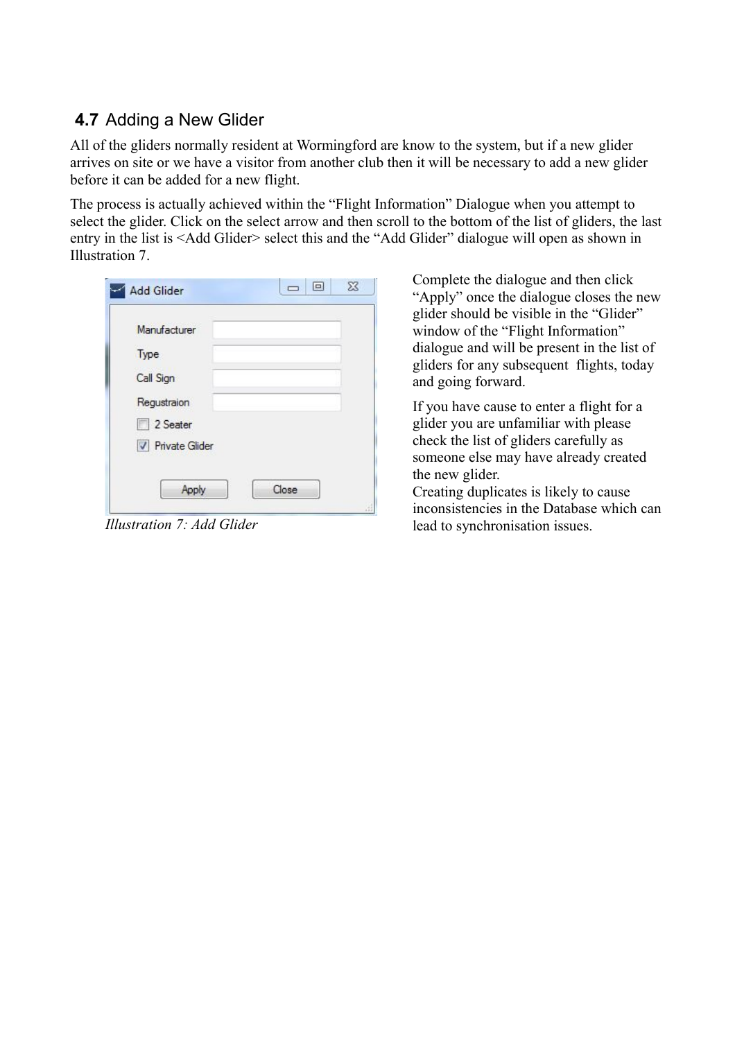## 4.7 Adding a New Glider

All of the gliders normally resident at Wormingford are know to the system, but if a new glider arrives on site or we have a visitor from another club then it will be necessary to add a new glider before it can be added for a new flight.

The process is actually achieved within the "Flight Information" Dialogue when you attempt to select the glider. Click on the select arrow and then scroll to the bottom of the list of gliders, the last entry in the list is <Add Glider> select this and the "Add Glider" dialogue will open as shown in Illustration 7.

*Illustration 7: Add Glider*

Complete the dialogue and then click "Apply" once the dialogue closes the new glider should be visible in the "Glider" window of the "Flight Information" dialogue and will be present in the list of gliders for any subsequent flights, today and going forward.

If you have cause to enter a flight for a glider you are unfamiliar with please check the list of gliders carefully as someone else may have already created the new glider.
Creating duplicates is likely to cause inconsistencies in the Database which can lead to synchronisation issues.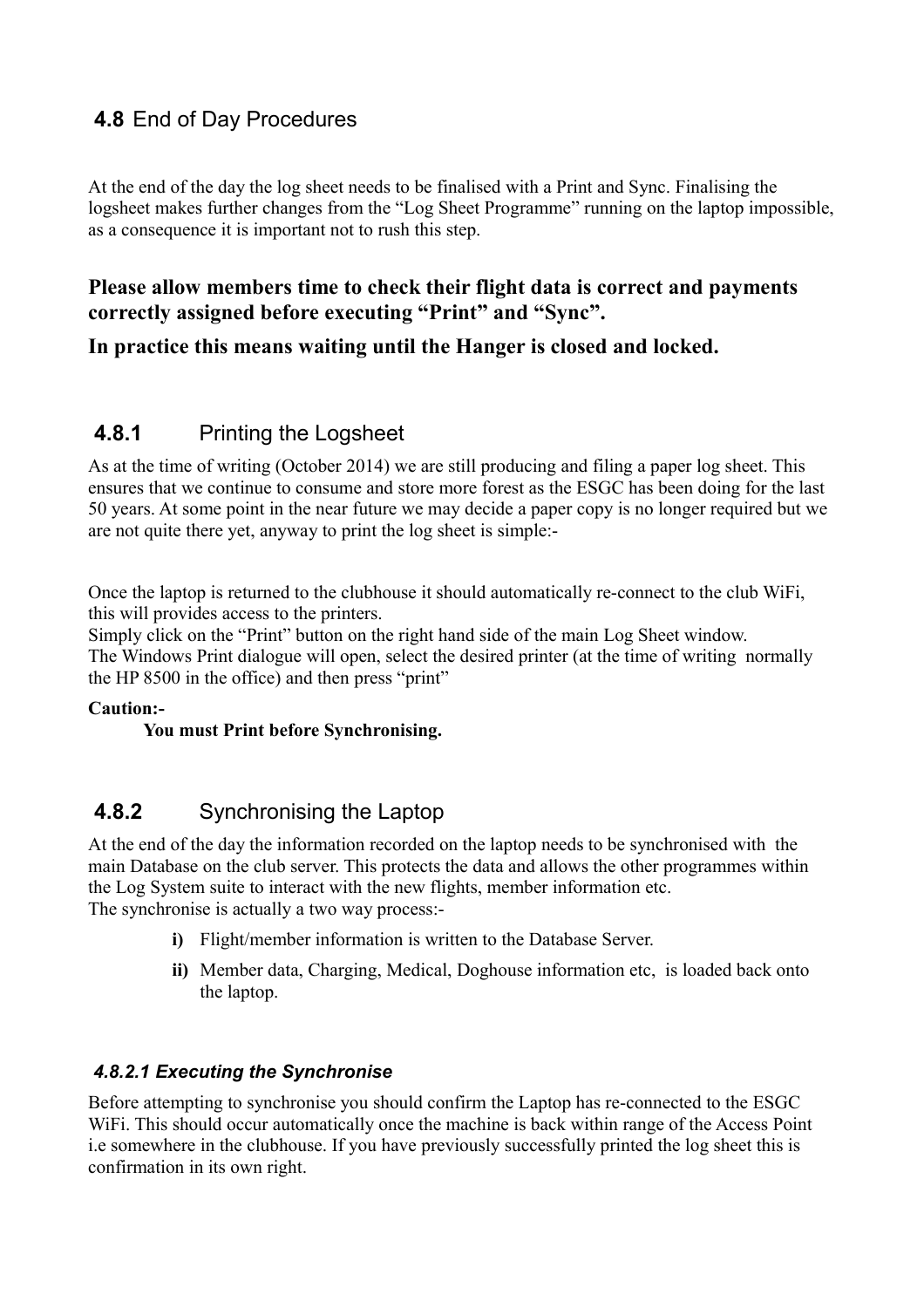## **4.8** End of Day Procedures

At the end of the day the log sheet needs to be finalised with a Print and Sync. Finalising the logsheet makes further changes from the "Log Sheet Programme" running on the laptop impossible, as a consequence it is important not to rush this step.

**Please allow members time to check their flight data is correct and payments correctly assigned before executing "Print" and "Sync".**

**In practice this means waiting until the Hanger is closed and locked.**

### **4.8.1** Printing the Logsheet

As at the time of writing (October 2014) we are still producing and filing a paper log sheet. This ensures that we continue to consume and store more forest as the ESGC has been doing for the last 50 years. At some point in the near future we may decide a paper copy is no longer required but we are not quite there yet, anyway to print the log sheet is simple:-

Once the laptop is returned to the clubhouse it should automatically re-connect to the club WiFi, this will provides access to the printers.
Simply click on the "Print" button on the right hand side of the main Log Sheet window.
The Windows Print dialogue will open, select the desired printer (at the time of writing normally the HP 8500 in the office) and then press "print"

**Caution:-**

**You must Print before Synchronising.**

### **4.8.2** Synchronising the Laptop

At the end of the day the information recorded on the laptop needs to be synchronised with the main Database on the club server. This protects the data and allows the other programmes within the Log System suite to interact with the new flights, member information etc.
The synchronise is actually a two way process:-

- **i)** Flight/member information is written to the Database Server.
- **ii)** Member data, Charging, Medical, Doghouse information etc, is loaded back onto the laptop.

#### *4.8.2.1 Executing the Synchronise*

Before attempting to synchronise you should confirm the Laptop has re-connected to the ESGC WiFi. This should occur automatically once the machine is back within range of the Access Point i.e somewhere in the clubhouse. If you have previously successfully printed the log sheet this is confirmation in its own right.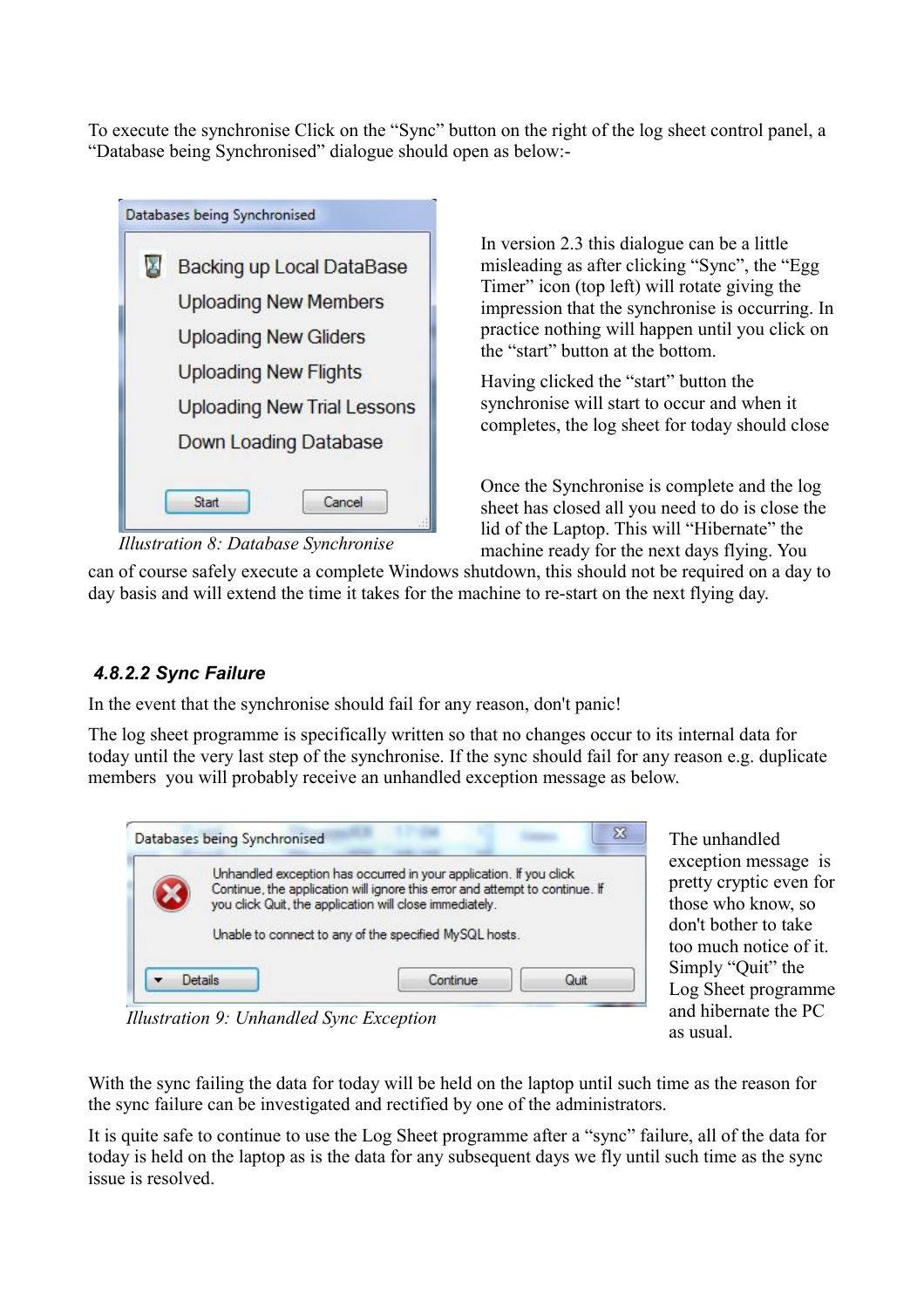To execute the synchronise Click on the "Sync" button on the right of the log sheet control panel, a "Database being Synchronised" dialogue should open as below:-

Illustration 8: Database Synchronise

In version 2.3 this dialogue can be a little misleading as after clicking "Sync", the "Egg Timer" icon (top left) will rotate giving the impression that the synchronise is occurring. In practice nothing will happen until you click on the "start" button at the bottom.

Having clicked the "start" button the synchronise will start to occur and when it completes, the log sheet for today should close

Once the Synchronise is complete and the log sheet has closed all you need to do is close the lid of the Laptop. This will "Hibernate" the machine ready for the next days flying. You can of course safely execute a complete Windows shutdown, this should not be required on a day to day basis and will extend the time it takes for the machine to re-start on the next flying day.

#### *4.8.2.2 Sync Failure*

In the event that the synchronise should fail for any reason, don't panic!

The log sheet programme is specifically written so that no changes occur to its internal data for today until the very last step of the synchronise. If the sync should fail for any reason e.g. duplicate members you will probably receive an unhandled exception message as below.

Illustration 9: Unhandled Sync Exception

The unhandled exception message is pretty cryptic even for those who know, so don't bother to take too much notice of it. Simply "Quit" the Log Sheet programme and hibernate the PC as usual.

With the sync failing the data for today will be held on the laptop until such time as the reason for the sync failure can be investigated and rectified by one of the administrators.

It is quite safe to continue to use the Log Sheet programme after a "sync" failure, all of the data for today is held on the laptop as is the data for any subsequent days we fly until such time as the sync issue is resolved.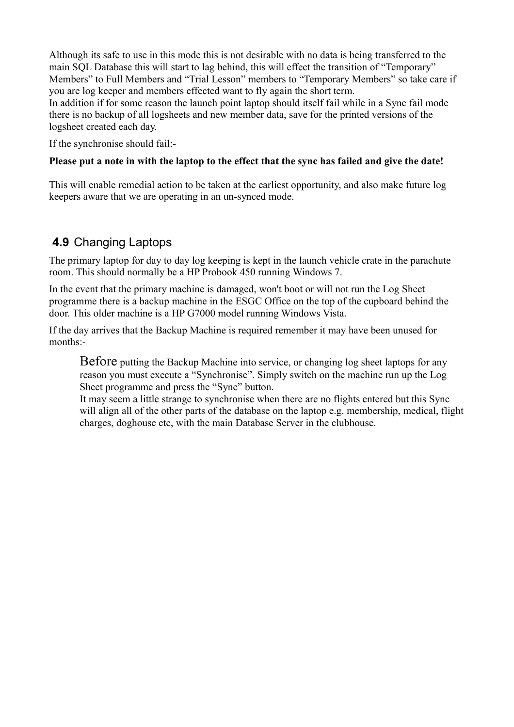Although its safe to use in this mode this is not desirable with no data is being transferred to the main SQL Database this will start to lag behind, this will effect the transition of “Temporary” Members” to Full Members and “Trial Lesson” members to “Temporary Members” so take care if you are log keeper and members effected want to fly again the short term.
In addition if for some reason the launch point laptop should itself fail while in a Sync fail mode there is no backup of all logsheets and new member data, save for the printed versions of the logsheet created each day.

If the synchronise should fail:-

**Please put a note in with the laptop to the effect that the sync has failed and give the date!**

This will enable remedial action to be taken at the earliest opportunity, and also make future log keepers aware that we are operating in an un-synced mode.

## **4.9** Changing Laptops

The primary laptop for day to day log keeping is kept in the launch vehicle crate in the parachute room. This should normally be a HP Probook 450 running Windows 7.

In the event that the primary machine is damaged, won't boot or will not run the Log Sheet programme there is a backup machine in the ESGC Office on the top of the cupboard behind the door. This older machine is a HP G7000 model running Windows Vista.

If the day arrives that the Backup Machine is required remember it may have been unused for months:-

> Before putting the Backup Machine into service, or changing log sheet laptops for any reason you must execute a “Synchronise”. Simply switch on the machine run up the Log Sheet programme and press the “Sync” button.
> It may seem a little strange to synchronise when there are no flights entered but this Sync will align all of the other parts of the database on the laptop e.g. membership, medical, flight charges, doghouse etc, with the main Database Server in the clubhouse.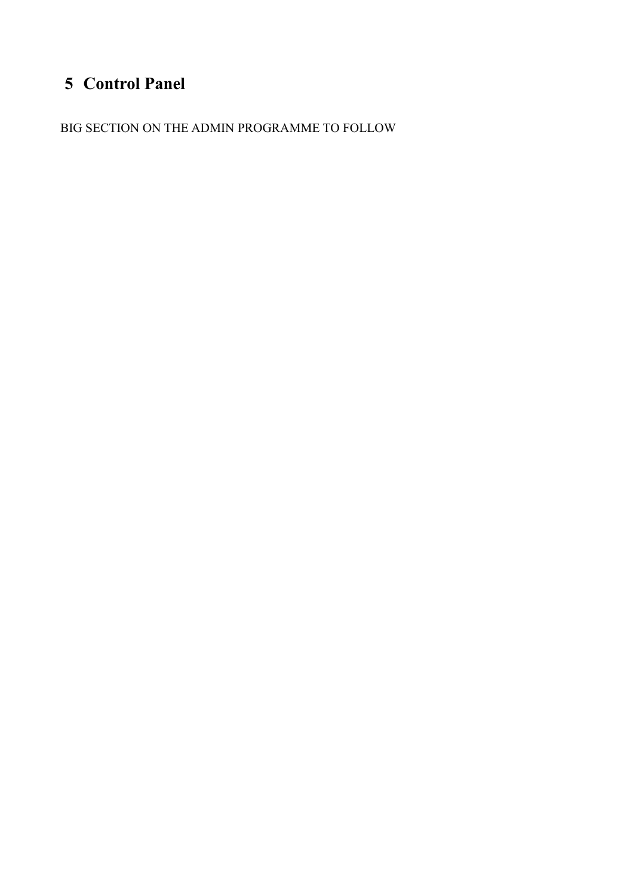# 5 Control Panel

BIG SECTION ON THE ADMIN PROGRAMME TO FOLLOW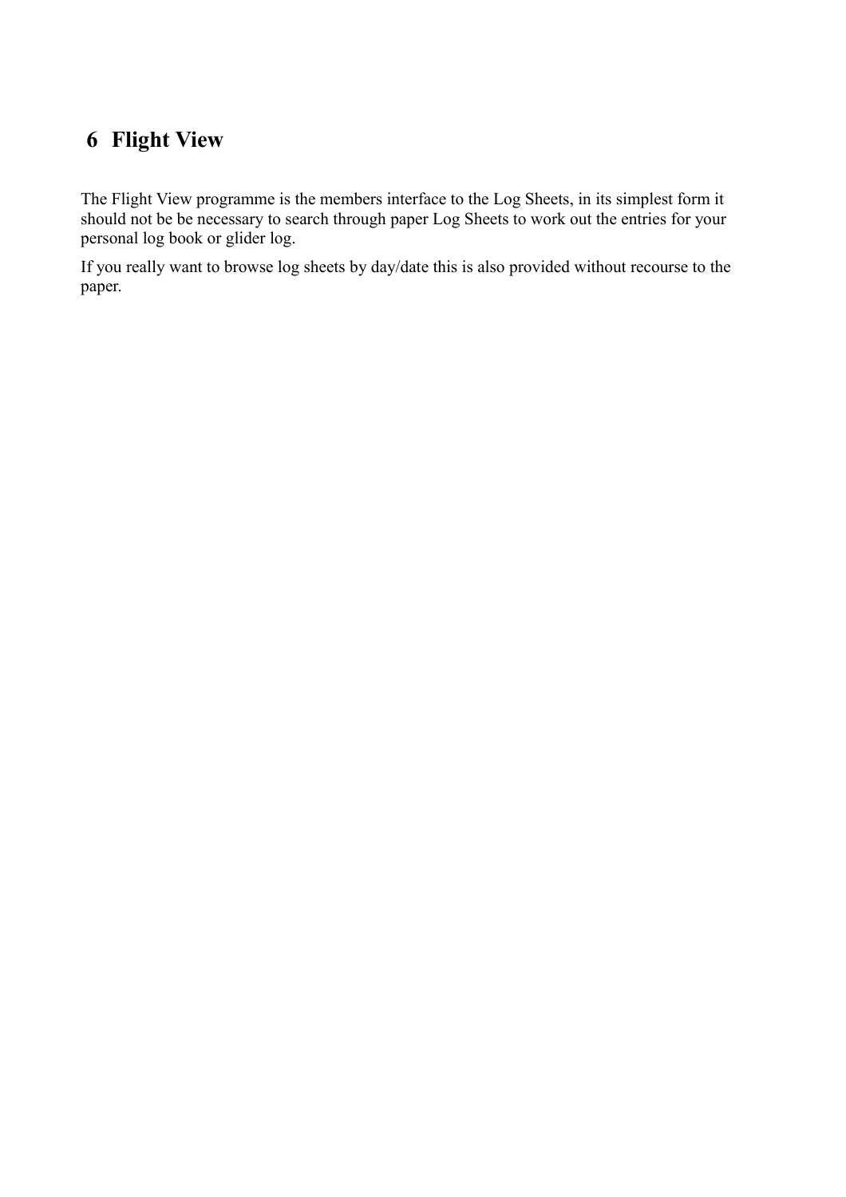# 6 Flight View

The Flight View programme is the members interface to the Log Sheets, in its simplest form it should not be be necessary to search through paper Log Sheets to work out the entries for your personal log book or glider log.

If you really want to browse log sheets by day/date this is also provided without recourse to the paper.